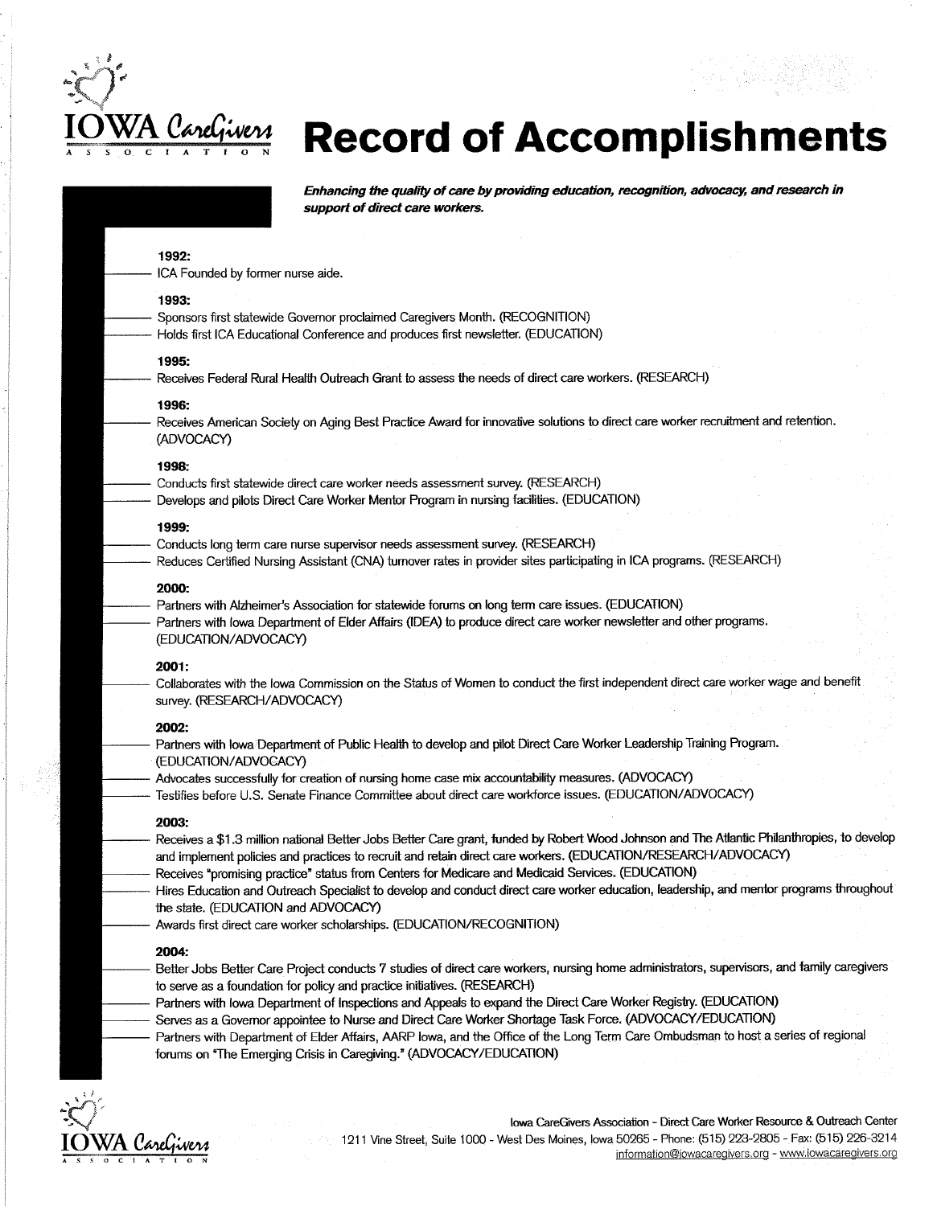# Record of Accomplishments

***Enhancing the quality of care by providing education, recognition, advocacy, and research in support of direct care workers.***

**1992:**
- ICA Founded by former nurse aide.

**1993:**
- Sponsors first statewide Governor proclaimed Caregivers Month. (RECOGNITION)
- Holds first ICA Educational Conference and produces first newsletter. (EDUCATION)

**1995:**
- Receives Federal Rural Health Outreach Grant to assess the needs of direct care workers. (RESEARCH)

**1996:**
- Receives American Society on Aging Best Practice Award for innovative solutions to direct care worker recruitment and retention. (ADVOCACY)

**1998:**
- Conducts first statewide direct care worker needs assessment survey. (RESEARCH)
- Develops and pilots Direct Care Worker Mentor Program in nursing facilities. (EDUCATION)

**1999:**
- Conducts long term care nurse supervisor needs assessment survey. (RESEARCH)
- Reduces Certified Nursing Assistant (CNA) turnover rates in provider sites participating in ICA programs. (RESEARCH)

**2000:**
- Partners with Alzheimer's Association for statewide forums on long term care issues. (EDUCATION)
- Partners with Iowa Department of Elder Affairs (IDEA) to produce direct care worker newsletter and other programs. (EDUCATION/ADVOCACY)

**2001:**
- Collaborates with the Iowa Commission on the Status of Women to conduct the first independent direct care worker wage and benefit survey. (RESEARCH/ADVOCACY)

**2002:**
- Partners with Iowa Department of Public Health to develop and pilot Direct Care Worker Leadership Training Program. (EDUCATION/ADVOCACY)
- Advocates successfully for creation of nursing home case mix accountability measures. (ADVOCACY)
- Testifies before U.S. Senate Finance Committee about direct care workforce issues. (EDUCATION/ADVOCACY)

**2003:**
- Receives a $1.3 million national Better Jobs Better Care grant, funded by Robert Wood Johnson and The Atlantic Philanthropies, to develop and implement policies and practices to recruit and retain direct care workers. (EDUCATION/RESEARCH/ADVOCACY)
- Receives "promising practice" status from Centers for Medicare and Medicaid Services. (EDUCATION)
- Hires Education and Outreach Specialist to develop and conduct direct care worker education, leadership, and mentor programs throughout the state. (EDUCATION and ADVOCACY)
- Awards first direct care worker scholarships. (EDUCATION/RECOGNITION)

**2004:**
- Better Jobs Better Care Project conducts 7 studies of direct care workers, nursing home administrators, supervisors, and family caregivers to serve as a foundation for policy and practice initiatives. (RESEARCH)
- Partners with Iowa Department of Inspections and Appeals to expand the Direct Care Worker Registry. (EDUCATION)
- Serves as a Governor appointee to Nurse and Direct Care Worker Shortage Task Force. (ADVOCACY/EDUCATION)
- Partners with Department of Elder Affairs, AARP Iowa, and the Office of the Long Term Care Ombudsman to host a series of regional forums on "The Emerging Crisis in Caregiving." (ADVOCACY/EDUCATION)

Iowa CareGivers Association - Direct Care Worker Resource & Outreach Center
1211 Vine Street, Suite 1000 - West Des Moines, Iowa 50265 - Phone: (515) 223-2805 - Fax: (515) 226-3214
information@iowacaregivers.org - www.iowacaregivers.org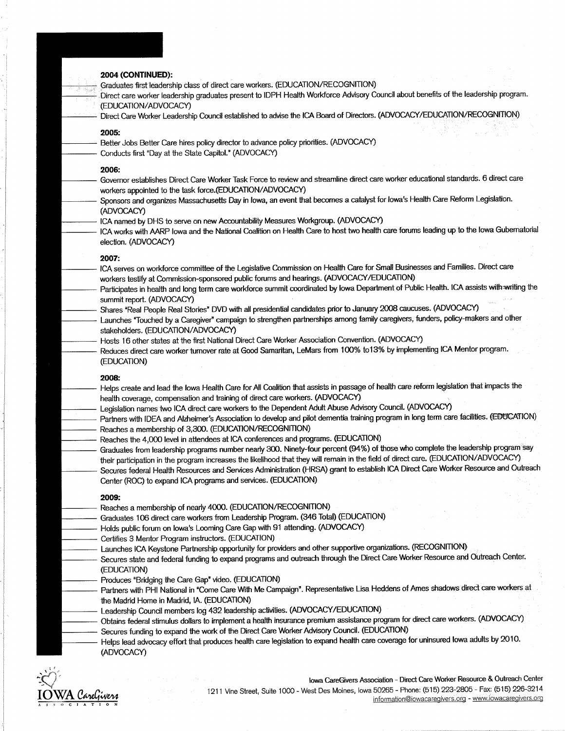**2004 (CONTINUED):**

- Graduates first leadership class of direct care workers. (EDUCATION/RECOGNITION)
- Direct care worker leadership graduates present to IDPH Health Workforce Advisory Council about benefits of the leadership program. (EDUCATION/ADVOCACY)
- Direct Care Worker Leadership Council established to advise the ICA Board of Directors. (ADVOCACY/EDUCATION/RECOGNITION)

**2005:**

- Better Jobs Better Care hires policy director to advance policy priorities. (ADVOCACY)
- Conducts first "Day at the State Capitol." (ADVOCACY)

**2006:**

- Governor establishes Direct Care Worker Task Force to review and streamline direct care worker educational standards. 6 direct care workers appointed to the task force.(EDUCATION/ADVOCACY)
- Sponsors and organizes Massachusetts Day in Iowa, an event that becomes a catalyst for Iowa's Health Care Reform Legislation. (ADVOCACY)
- ICA named by DHS to serve on new Accountability Measures Workgroup. (ADVOCACY)
- ICA works with AARP Iowa and the National Coalition on Health Care to host two health care forums leading up to the Iowa Gubernatorial election. (ADVOCACY)

**2007:**

- ICA serves on workforce committee of the Legislative Commission on Health Care for Small Businesses and Families. Direct care workers testify at Commission-sponsored public forums and hearings. (ADVOCACY/EDUCATION)
- Participates in health and long term care workforce summit coordinated by Iowa Department of Public Health. ICA assists with writing the summit report. (ADVOCACY)
- Shares "Real People Real Stories" DVD with all presidential candidates prior to January 2008 caucuses. (ADVOCACY)
- Launches "Touched by a Caregiver" campaign to strengthen partnerships among family caregivers, funders, policy-makers and other stakeholders. (EDUCATION/ADVOCACY)
- Hosts 16 other states at the first National Direct Care Worker Association Convention. (ADVOCACY)
- Reduces direct care worker turnover rate at Good Samaritan, LeMars from 100% to13% by implementing ICA Mentor program. (EDUCATION)

**2008:**

- Helps create and lead the Iowa Health Care for All Coalition that assists in passage of health care reform legislation that impacts the health coverage, compensation and training of direct care workers. (ADVOCACY)
- Legislation names two ICA direct care workers to the Dependent Adult Abuse Advisory Council. (ADVOCACY)
- Partners with IDEA and Alzheimer's Association to develop and pilot dementia training program in long term care facilities. (EDUCATION)
- Reaches a membership of 3,300. (EDUCATION/RECOGNITION)
- Reaches the 4,000 level in attendees at ICA conferences and programs. (EDUCATION)
- Graduates from leadership programs number nearly 300. Ninety-four percent (94%) of those who complete the leadership program say their participation in the program increases the likelihood that they will remain in the field of direct care. (EDUCATION/ADVOCACY)
- Secures federal Health Resources and Services Administration (HRSA) grant to establish ICA Direct Care Worker Resource and Outreach Center (ROC) to expand ICA programs and services. (EDUCATION)

**2009:**

- Reaches a membership of nearly 4000. (EDUCATION/RECOGNITION)
- Graduates 106 direct care workers from Leadership Program. (346 Total) (EDUCATION)
- Holds public forum on Iowa's Looming Care Gap with 91 attending. (ADVOCACY)
- Certifies 3 Mentor Program instructors. (EDUCATION)
- Launches ICA Keystone Partnership opportunity for providers and other supportive organizations. (RECOGNITION)
- Secures state and federal funding to expand programs and outreach through the Direct Care Worker Resource and Outreach Center. (EDUCATION)
- Produces "Bridging the Care Gap" video. (EDUCATION)
- Partners with PHI National in "Come Care With Me Campaign". Representative Lisa Heddens of Ames shadows direct care workers at the Madrid Home in Madrid, IA. (EDUCATION)
- Leadership Council members log 432 leadership activities. (ADVOCACY/EDUCATION)
- Obtains federal stimulus dollars to implement a health insurance premium assistance program for direct care workers. (ADVOCACY)
- Secures funding to expand the work of the Direct Care Worker Advisory Council. (EDUCATION)
- Helps lead advocacy effort that produces health care legislation to expand health care coverage for uninsured Iowa adults by 2010. (ADVOCACY)

IOWA CareGivers ASSOCIATION

Iowa CareGivers Association - Direct Care Worker Resource & Outreach Center
1211 Vine Street, Suite 1000 - West Des Moines, Iowa 50265 - Phone: (515) 223-2805 - Fax: (515) 226-3214
information@iowacaregivers.org - www.iowacaregivers.org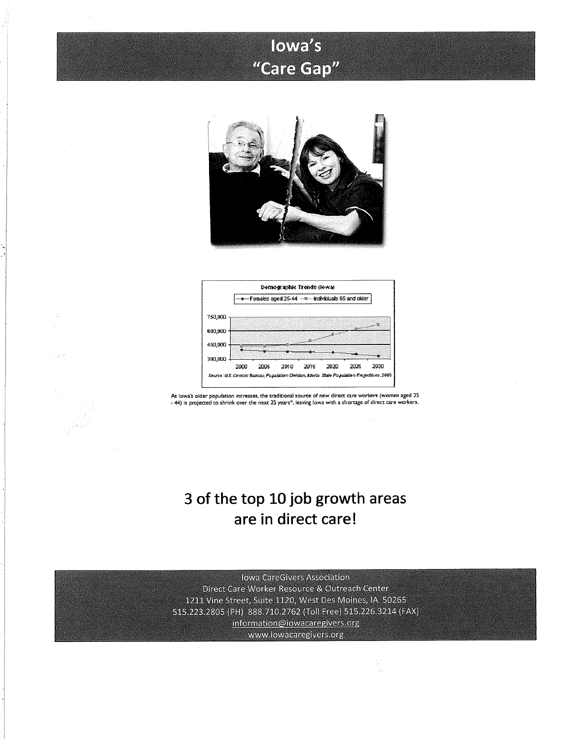# Iowa's "Care Gap"

As Iowa's older population increases, the traditional source of new direct care workers (women aged 25 - 44) is projected to shrink over the next 25 years*, leaving Iowa with a shortage of direct care workers.

## 3 of the top 10 job growth areas are in direct care!

Iowa CareGivers Association
Direct Care Worker Resource & Outreach Center
1211 Vine Street, Suite 1120, West Des Moines, IA 50265
515.223.2805 (PH) 888.710.2762 (Toll Free) 515.226.3214 (FAX)
information@iowacaregivers.org
www.iowacaregivers.org